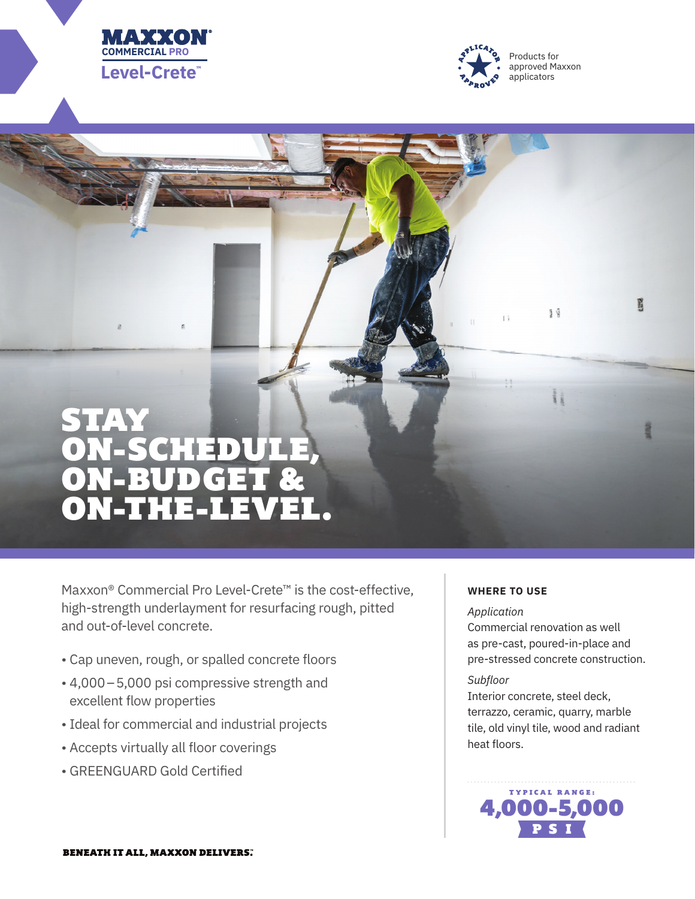# MAXXON® COMMERCIAL PRO Level-Crete™

Products for approved Maxxon applicators

## STAY ON-SCHEDULE, ON-BUDGET & ON-THE-LEVEL.

Maxxon® Commercial Pro Level-Crete™ is the cost-effective, high-strength underlayment for resurfacing rough, pitted and out-of-level concrete.

- Cap uneven, rough, or spalled concrete floors
- 4,000 – 5,000 psi compressive strength and excellent flow properties
- Ideal for commercial and industrial projects
- Accepts virtually all floor coverings
- GREENGUARD Gold Certified

### WHERE TO USE

*Application*
Commercial renovation as well as pre-cast, poured-in-place and pre-stressed concrete construction.

*Subfloor*
Interior concrete, steel deck, terrazzo, ceramic, quarry, marble tile, old vinyl tile, wood and radiant heat floors.

**TYPICAL RANGE: 4,000-5,000 PSI**

**BENEATH IT ALL, MAXXON DELIVERS.**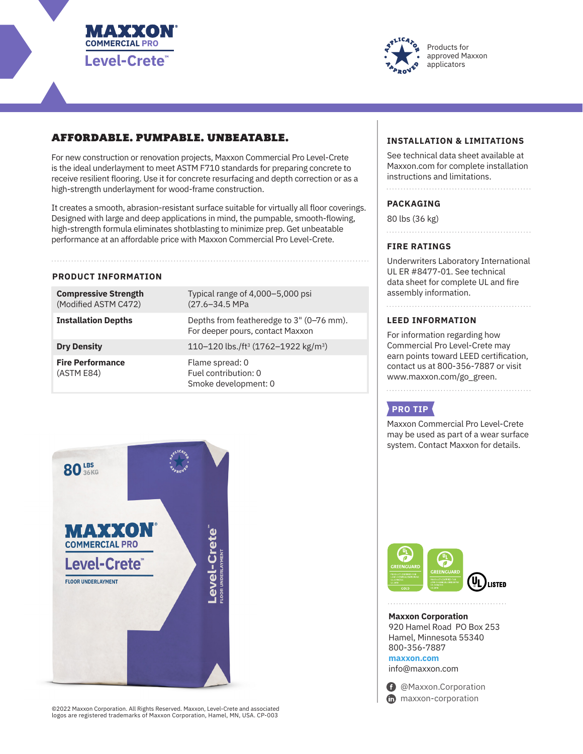# MAXXON COMMERCIAL PRO Level-Crete™

Products for approved Maxxon applicators

## AFFORDABLE. PUMPABLE. UNBEATABLE.

For new construction or renovation projects, Maxxon Commercial Pro Level-Crete is the ideal underlayment to meet ASTM F710 standards for preparing concrete to receive resilient flooring. Use it for concrete resurfacing and depth correction or as a high-strength underlayment for wood-frame construction.

It creates a smooth, abrasion-resistant surface suitable for virtually all floor coverings. Designed with large and deep applications in mind, the pumpable, smooth-flowing, high-strength formula eliminates shotblasting to minimize prep. Get unbeatable performance at an affordable price with Maxxon Commercial Pro Level-Crete.

### PRODUCT INFORMATION

| | |
|---|---|
| **Compressive Strength** (Modified ASTM C472) | Typical range of 4,000–5,000 psi (27.6–34.5 MPa |
| **Installation Depths** | Depths from featheredge to 3" (0–76 mm). For deeper pours, contact Maxxon |
| **Dry Density** | 110–120 lbs./ft³ (1762–1922 kg/m³) |
| **Fire Performance** (ASTM E84) | Flame spread: 0<br>Fuel contribution: 0<br>Smoke development: 0 |

### INSTALLATION & LIMITATIONS

See technical data sheet available at Maxxon.com for complete installation instructions and limitations.

### PACKAGING

80 lbs (36 kg)

### FIRE RATINGS

Underwriters Laboratory International UL ER #8477-01. See technical data sheet for complete UL and fire assembly information.

### LEED INFORMATION

For information regarding how Commercial Pro Level-Crete may earn points toward LEED certification, contact us at 800-356-7887 or visit www.maxxon.com/go_green.

### PRO TIP

Maxxon Commercial Pro Level-Crete may be used as part of a wear surface system. Contact Maxxon for details.

**Maxxon Corporation**
920 Hamel Road PO Box 253
Hamel, Minnesota 55340
800-356-7887
maxxon.com
info@maxxon.com

@Maxxon.Corporation
maxxon-corporation

©2022 Maxxon Corporation. All Rights Reserved. Maxxon, Level-Crete and associated logos are registered trademarks of Maxxon Corporation, Hamel, MN, USA. CP-003